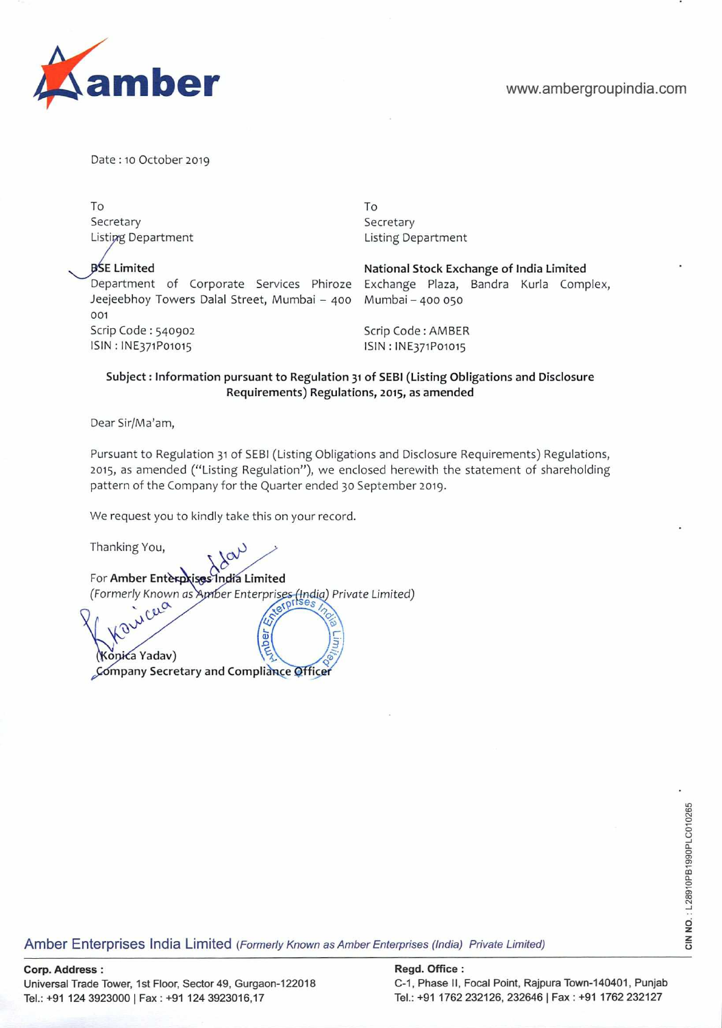www.ambergroupindia.com

Date : 10 October 2019

| To | To |
|---|---|
| Secretary | Secretary |
| Listing Department | Listing Department |
| **BSE Limited** | **National Stock Exchange of India Limited** |
| Department of Corporate Services Phiroze Jeejeebhoy Towers Dalal Street, Mumbai – 400 001 | Exchange Plaza, Bandra Kurla Complex, Mumbai – 400 050 |
| Scrip Code : 540902 | Scrip Code : AMBER |
| ISIN : INE371P01015 | ISIN : INE371P01015 |

**Subject : Information pursuant to Regulation 31 of SEBI (Listing Obligations and Disclosure Requirements) Regulations, 2015, as amended**

Dear Sir/Ma'am,

Pursuant to Regulation 31 of SEBI (Listing Obligations and Disclosure Requirements) Regulations, 2015, as amended ("Listing Regulation"), we enclosed herewith the statement of shareholding pattern of the Company for the Quarter ended 30 September 2019.

We request you to kindly take this on your record.

Thanking You,

For **Amber Enterprises India Limited**
*(Formerly Known as Amber Enterprises (India) Private Limited)*

(Konica Yadav)
**Company Secretary and Compliance Officer**

CIN NO. : L28910PB1990PLC010265

Amber Enterprises India Limited *(Formerly Known as Amber Enterprises (India) Private Limited)*

**Corp. Address :**
Universal Trade Tower, 1st Floor, Sector 49, Gurgaon-122018
Tel.: +91 124 3923000 | Fax : +91 124 3923016,17

**Regd. Office :**
C-1, Phase II, Focal Point, Rajpura Town-140401, Punjab
Tel.: +91 1762 232126, 232646 | Fax : +91 1762 232127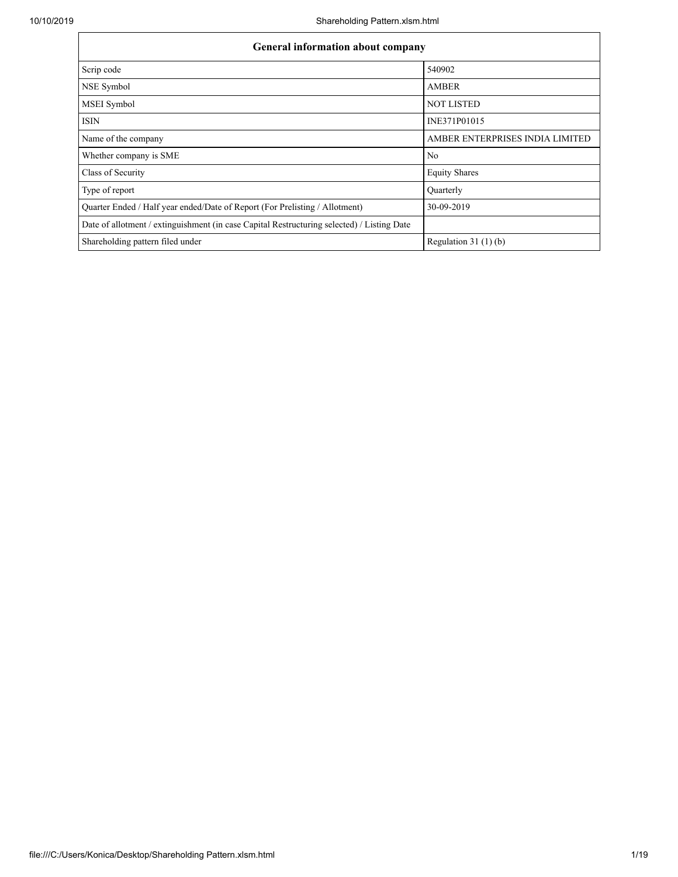| General information about company | |
|---|---|
| Scrip code | 540902 |
| NSE Symbol | AMBER |
| MSEI Symbol | NOT LISTED |
| ISIN | INE371P01015 |
| Name of the company | AMBER ENTERPRISES INDIA LIMITED |
| Whether company is SME | No |
| Class of Security | Equity Shares |
| Type of report | Quarterly |
| Quarter Ended / Half year ended/Date of Report (For Prelisting / Allotment) | 30-09-2019 |
| Date of allotment / extinguishment (in case Capital Restructuring selected) / Listing Date | |
| Shareholding pattern filed under | Regulation 31 (1) (b) |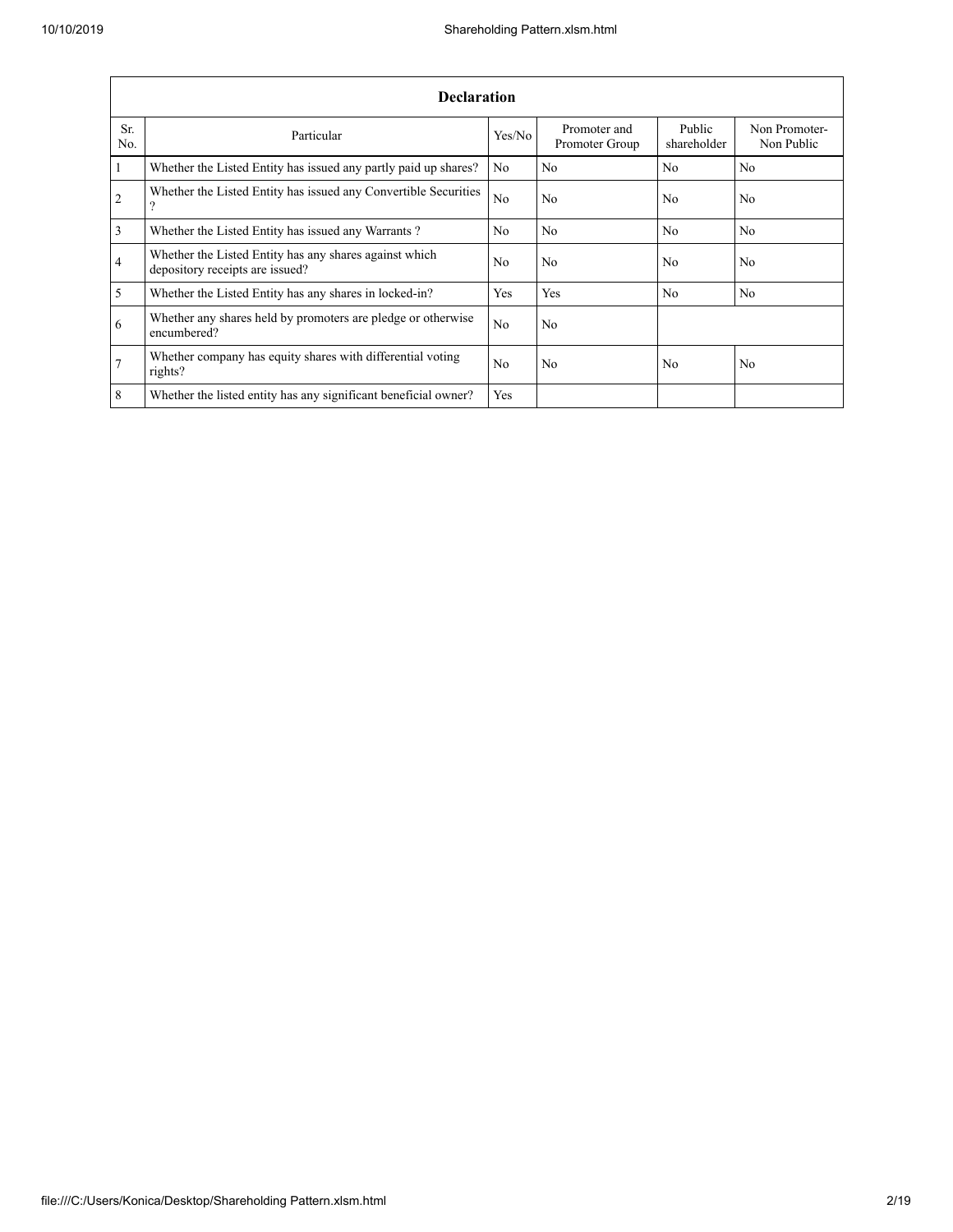| Declaration | | | | | |
|---|---|---|---|---|---|
| Sr. No. | Particular | Yes/No | Promoter and Promoter Group | Public shareholder | Non Promoter- Non Public |
| 1 | Whether the Listed Entity has issued any partly paid up shares? | No | No | No | No |
| 2 | Whether the Listed Entity has issued any Convertible Securities ? | No | No | No | No |
| 3 | Whether the Listed Entity has issued any Warrants ? | No | No | No | No |
| 4 | Whether the Listed Entity has any shares against which depository receipts are issued? | No | No | No | No |
| 5 | Whether the Listed Entity has any shares in locked-in? | Yes | Yes | No | No |
| 6 | Whether any shares held by promoters are pledge or otherwise encumbered? | No | No | | |
| 7 | Whether company has equity shares with differential voting rights? | No | No | No | No |
| 8 | Whether the listed entity has any significant beneficial owner? | Yes | | | |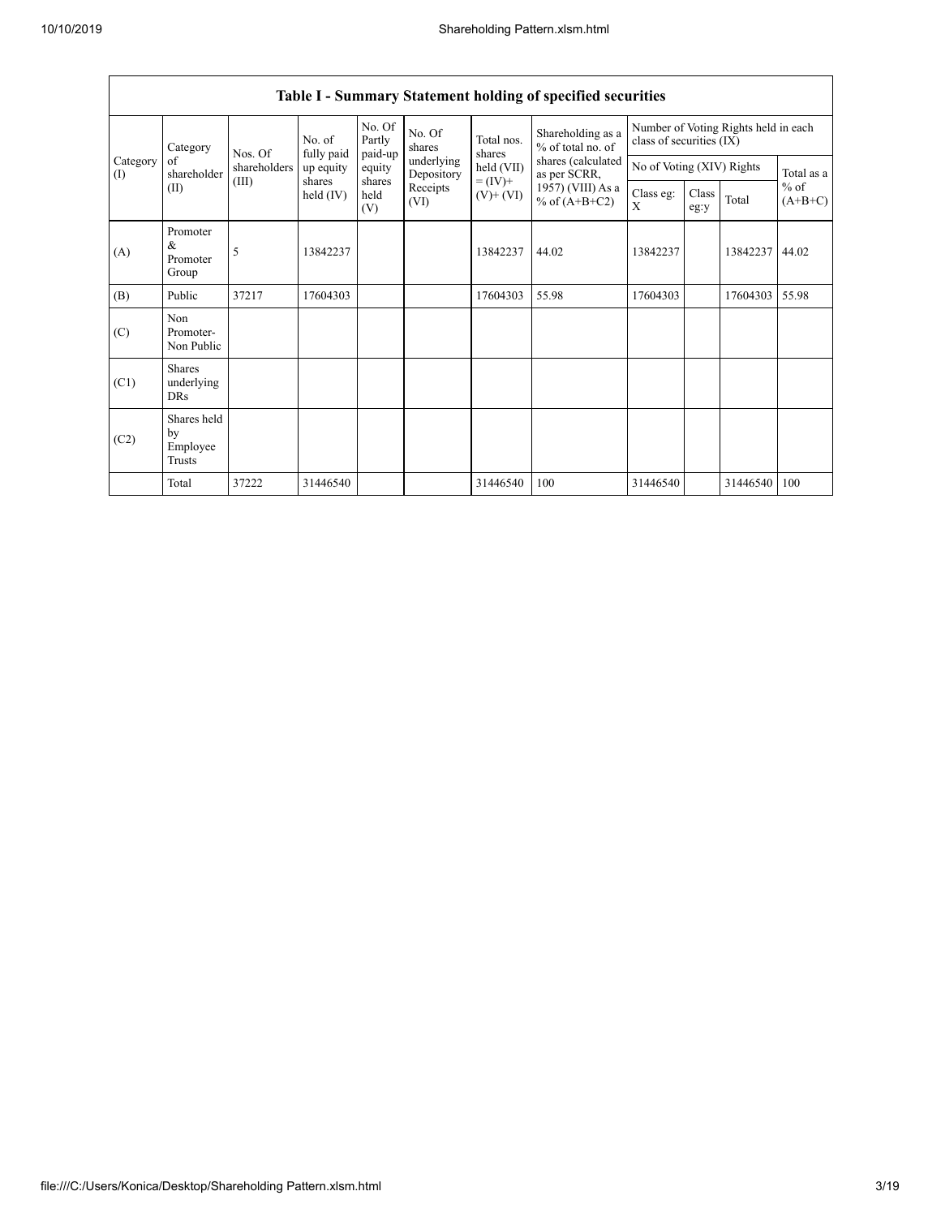| Table I - Summary Statement holding of specified securities | | | | | | | | | | | | |
|---|---|---|---|---|---|---|---|---|---|---|---|---|
| Category (I) | Category of shareholder (II) | Nos. Of shareholders (III) | No. of fully paid up equity shares held (IV) | No. Of Partly paid-up equity shares held (V) | No. Of shares underlying Depository Receipts (VI) | Total nos. shares held (VII) = (IV)+ (V)+ (VI) | Shareholding as a % of total no. of shares (calculated as per SCRR, 1957) (VIII) As a % of (A+B+C2) | Number of Voting Rights held in each class of securities (IX) | | | |
| | | | | | | | | No of Voting (XIV) Rights | | | Total as a % of (A+B+C) |
| | | | | | | | | Class eg: X | Class eg:y | Total | |
| (A) | Promoter & Promoter Group | 5 | 13842237 | | | 13842237 | 44.02 | 13842237 | | 13842237 | 44.02 |
| (B) | Public | 37217 | 17604303 | | | 17604303 | 55.98 | 17604303 | | 17604303 | 55.98 |
| (C) | Non Promoter- Non Public | | | | | | | | | | |
| (C1) | Shares underlying DRs | | | | | | | | | | |
| (C2) | Shares held by Employee Trusts | | | | | | | | | | |
| | Total | 37222 | 31446540 | | | 31446540 | 100 | 31446540 | | 31446540 | 100 |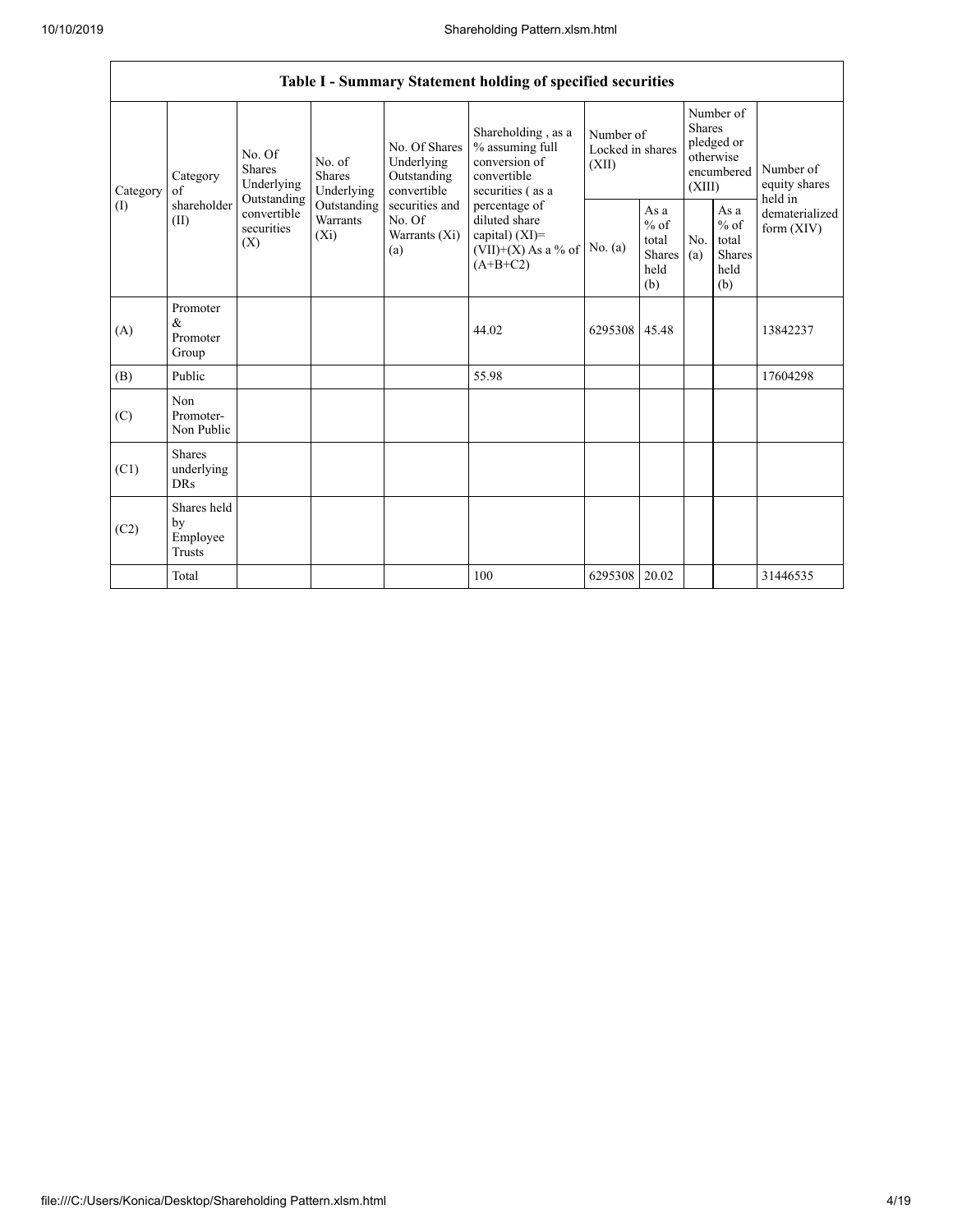| Table I - Summary Statement holding of specified securities | | | | | | | | | | |
|---|---|---|---|---|---|---|---|---|---|---|
| Category (I) | Category of shareholder (II) | No. Of Shares Underlying Outstanding convertible securities (X) | No. of Shares Underlying Outstanding Warrants (Xi) | No. Of Shares Underlying Outstanding convertible securities and No. Of Warrants (Xi) (a) | Shareholding , as a % assuming full conversion of convertible securities ( as a percentage of diluted share capital) (XI)= (VII)+(X) As a % of (A+B+C2) | Number of Locked in shares (XII) | | Number of Shares pledged or otherwise encumbered (XIII) | | Number of equity shares held in dematerialized form (XIV) |
| | | | | | | No. (a) | As a % of total Shares held (b) | No. (a) | As a % of total Shares held (b) | |
| (A) | Promoter & Promoter Group | | | | 44.02 | 6295308 | 45.48 | | | 13842237 |
| (B) | Public | | | | 55.98 | | | | | 17604298 |
| (C) | Non Promoter- Non Public | | | | | | | | | |
| (C1) | Shares underlying DRs | | | | | | | | | |
| (C2) | Shares held by Employee Trusts | | | | | | | | | |
| | Total | | | | 100 | 6295308 | 20.02 | | | 31446535 |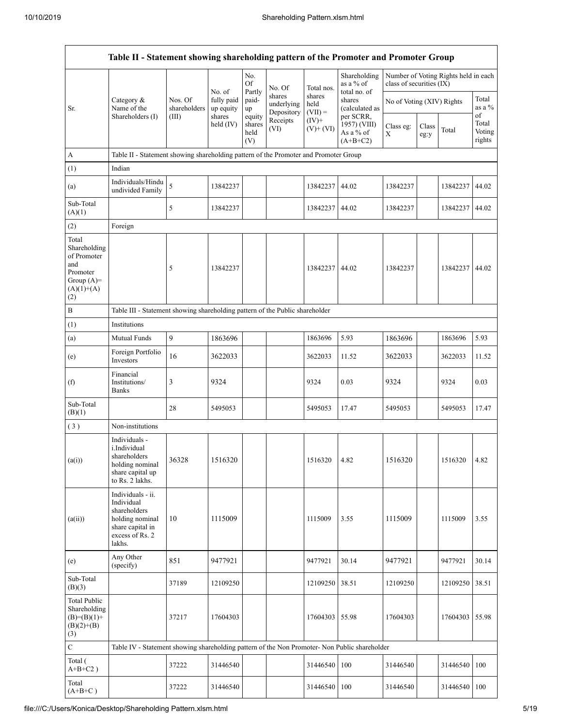| Table II - Statement showing shareholding pattern of the Promoter and Promoter Group | | | | | | | | | | | | |
|---|---|---|---|---|---|---|---|---|---|---|---|---|
| Sr. | Category & Name of the Shareholders (I) | Nos. Of shareholders (III) | No. of fully paid up equity shares held (IV) | No. Of Partly paid-up equity shares held (V) | No. Of shares underlying Depository Receipts (VI) | Total nos. shares held (VII) = (IV)+ (V)+ (VI) | Shareholding as a % of total no. of shares (calculated as per SCRR, 1957) (VIII) As a % of (A+B+C2) | Number of Voting Rights held in each class of securities (IX) | | | |
| | | | | | | | | No of Voting (XIV) Rights | | | Total as a % of Total Voting rights |
| | | | | | | | | Class eg: X | Class eg:y | Total | |
| A | Table II - Statement showing shareholding pattern of the Promoter and Promoter Group | | | | | | | | | | |
| (1) | Indian | | | | | | | | | | |
| (a) | Individuals/Hindu undivided Family | 5 | 13842237 | | | 13842237 | 44.02 | 13842237 | | 13842237 | 44.02 |
| Sub-Total (A)(1) | | 5 | 13842237 | | | 13842237 | 44.02 | 13842237 | | 13842237 | 44.02 |
| (2) | Foreign | | | | | | | | | | |
| Total Shareholding of Promoter and Promoter Group (A)=(A)(1)+(A)(2) | | 5 | 13842237 | | | 13842237 | 44.02 | 13842237 | | 13842237 | 44.02 |
| B | Table III - Statement showing shareholding pattern of the Public shareholder | | | | | | | | | | |
| (1) | Institutions | | | | | | | | | | |
| (a) | Mutual Funds | 9 | 1863696 | | | 1863696 | 5.93 | 1863696 | | 1863696 | 5.93 |
| (e) | Foreign Portfolio Investors | 16 | 3622033 | | | 3622033 | 11.52 | 3622033 | | 3622033 | 11.52 |
| (f) | Financial Institutions/ Banks | 3 | 9324 | | | 9324 | 0.03 | 9324 | | 9324 | 0.03 |
| Sub-Total (B)(1) | | 28 | 5495053 | | | 5495053 | 17.47 | 5495053 | | 5495053 | 17.47 |
| (3) | Non-institutions | | | | | | | | | | |
| (a(i)) | Individuals - i.Individual shareholders holding nominal share capital up to Rs. 2 lakhs. | 36328 | 1516320 | | | 1516320 | 4.82 | 1516320 | | 1516320 | 4.82 |
| (a(ii)) | Individuals - ii. Individual shareholders holding nominal share capital in excess of Rs. 2 lakhs. | 10 | 1115009 | | | 1115009 | 3.55 | 1115009 | | 1115009 | 3.55 |
| (e) | Any Other (specify) | 851 | 9477921 | | | 9477921 | 30.14 | 9477921 | | 9477921 | 30.14 |
| Sub-Total (B)(3) | | 37189 | 12109250 | | | 12109250 | 38.51 | 12109250 | | 12109250 | 38.51 |
| Total Public Shareholding (B)=(B)(1)+(B)(2)+(B)(3) | | 37217 | 17604303 | | | 17604303 | 55.98 | 17604303 | | 17604303 | 55.98 |
| C | Table IV - Statement showing shareholding pattern of the Non Promoter- Non Public shareholder | | | | | | | | | | |
| Total ( A+B+C2 ) | | 37222 | 31446540 | | | 31446540 | 100 | 31446540 | | 31446540 | 100 |
| Total (A+B+C ) | | 37222 | 31446540 | | | 31446540 | 100 | 31446540 | | 31446540 | 100 |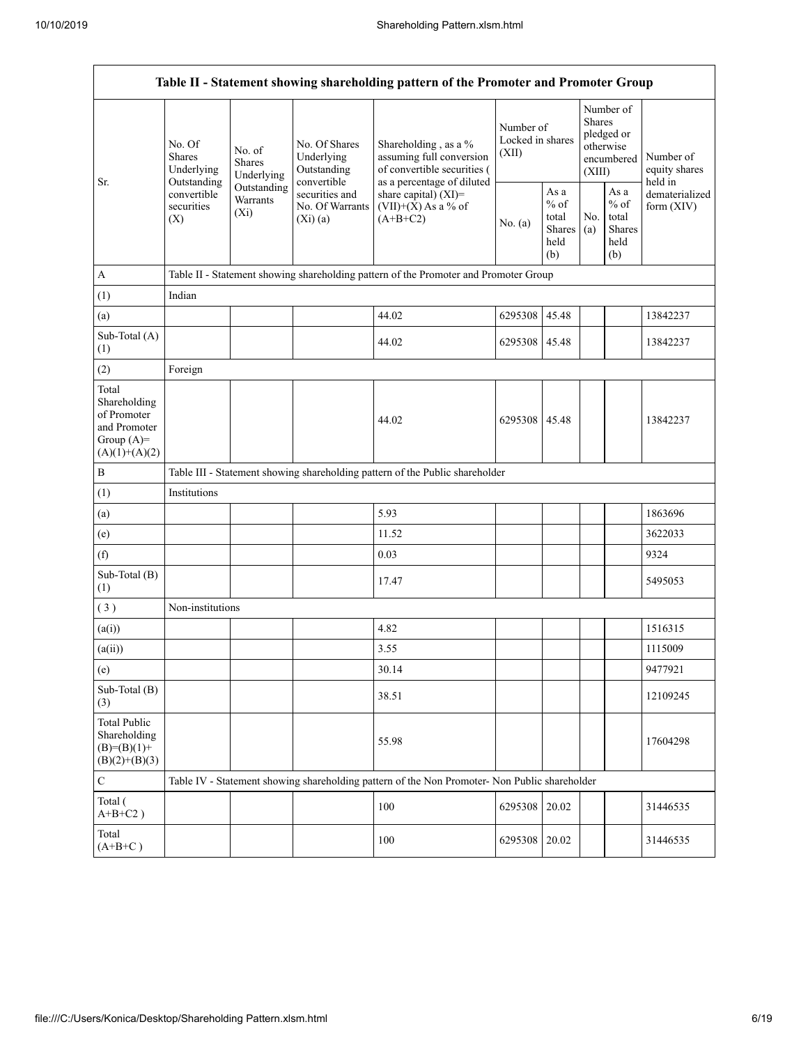| Table II - Statement showing shareholding pattern of the Promoter and Promoter Group | | | | | | | | | |
|---|---|---|---|---|---|---|---|---|---|
| Sr. | No. Of Shares Underlying Outstanding convertible securities (X) | No. of Shares Underlying Outstanding Warrants (Xi) | No. Of Shares Underlying Outstanding convertible securities and No. Of Warrants (Xi) (a) | Shareholding , as a % assuming full conversion of convertible securities ( as a percentage of diluted share capital) (XI)= (VII)+(X) As a % of (A+B+C2) | Number of Locked in shares (XII) | | Number of Shares pledged or otherwise encumbered (XIII) | | Number of equity shares held in dematerialized form (XIV) |
| | | | | | No. (a) | As a % of total Shares held (b) | No. (a) | As a % of total Shares held (b) | |
| A | Table II - Statement showing shareholding pattern of the Promoter and Promoter Group | | | | | | | | |
| (1) | Indian | | | | | | | | |
| (a) | | | | 44.02 | 6295308 | 45.48 | | | 13842237 |
| Sub-Total (A) (1) | | | | 44.02 | 6295308 | 45.48 | | | 13842237 |
| (2) | Foreign | | | | | | | | |
| Total Shareholding of Promoter and Promoter Group (A)= (A)(1)+(A)(2) | | | | 44.02 | 6295308 | 45.48 | | | 13842237 |
| B | Table III - Statement showing shareholding pattern of the Public shareholder | | | | | | | | |
| (1) | Institutions | | | | | | | | |
| (a) | | | | 5.93 | | | | | 1863696 |
| (e) | | | | 11.52 | | | | | 3622033 |
| (f) | | | | 0.03 | | | | | 9324 |
| Sub-Total (B) (1) | | | | 17.47 | | | | | 5495053 |
| ( 3 ) | Non-institutions | | | | | | | | |
| (a(i)) | | | | 4.82 | | | | | 1516315 |
| (a(ii)) | | | | 3.55 | | | | | 1115009 |
| (e) | | | | 30.14 | | | | | 9477921 |
| Sub-Total (B) (3) | | | | 38.51 | | | | | 12109245 |
| Total Public Shareholding (B)=(B)(1)+(B)(2)+(B)(3) | | | | 55.98 | | | | | 17604298 |
| C | Table IV - Statement showing shareholding pattern of the Non Promoter- Non Public shareholder | | | | | | | | |
| Total ( A+B+C2 ) | | | | 100 | 6295308 | 20.02 | | | 31446535 |
| Total (A+B+C ) | | | | 100 | 6295308 | 20.02 | | | 31446535 |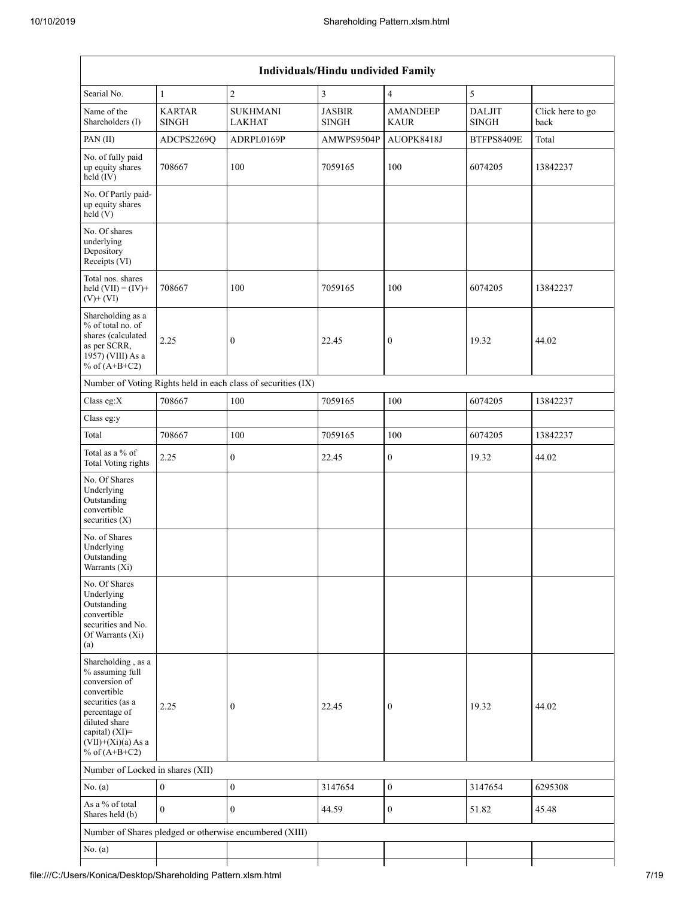| Individuals/Hindu undivided Family | | | | | | |
|---|---|---|---|---|---|---|
| Searial No. | 1 | 2 | 3 | 4 | 5 | |
| Name of the Shareholders (I) | KARTAR SINGH | SUKHMANI LAKHAT | JASBIR SINGH | AMANDEEP KAUR | DALJIT SINGH | Click here to go back |
| PAN (II) | ADCPS2269Q | ADRPL0169P | AMWPS9504P | AUOPK8418J | BTFPS8409E | Total |
| No. of fully paid up equity shares held (IV) | 708667 | 100 | 7059165 | 100 | 6074205 | 13842237 |
| No. Of Partly paid-up equity shares held (V) | | | | | | |
| No. Of shares underlying Depository Receipts (VI) | | | | | | |
| Total nos. shares held (VII) = (IV)+ (V)+ (VI) | 708667 | 100 | 7059165 | 100 | 6074205 | 13842237 |
| Shareholding as a % of total no. of shares (calculated as per SCRR, 1957) (VIII) As a % of (A+B+C2) | 2.25 | 0 | 22.45 | 0 | 19.32 | 44.02 |
| Number of Voting Rights held in each class of securities (IX) | | | | | | |
| Class eg:X | 708667 | 100 | 7059165 | 100 | 6074205 | 13842237 |
| Class eg:y | | | | | | |
| Total | 708667 | 100 | 7059165 | 100 | 6074205 | 13842237 |
| Total as a % of Total Voting rights | 2.25 | 0 | 22.45 | 0 | 19.32 | 44.02 |
| No. Of Shares Underlying Outstanding convertible securities (X) | | | | | | |
| No. of Shares Underlying Outstanding Warrants (Xi) | | | | | | |
| No. Of Shares Underlying Outstanding convertible securities and No. Of Warrants (Xi) (a) | | | | | | |
| Shareholding , as a % assuming full conversion of convertible securities (as a percentage of diluted share capital) (XI)= (VII)+(Xi)(a) As a % of (A+B+C2) | 2.25 | 0 | 22.45 | 0 | 19.32 | 44.02 |
| Number of Locked in shares (XII) | | | | | | |
| No. (a) | 0 | 0 | 3147654 | 0 | 3147654 | 6295308 |
| As a % of total Shares held (b) | 0 | 0 | 44.59 | 0 | 51.82 | 45.48 |
| Number of Shares pledged or otherwise encumbered (XIII) | | | | | | |
| No. (a) | | | | | | |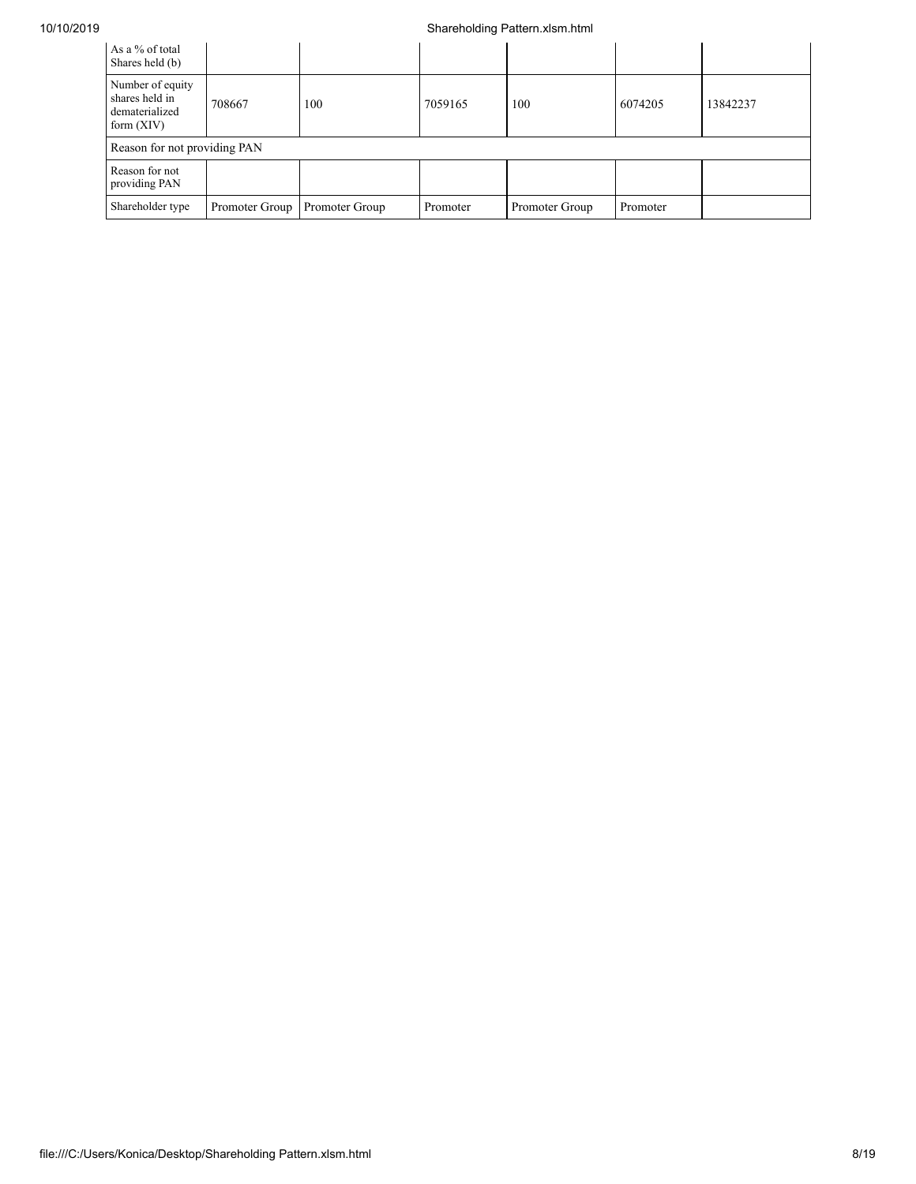| As a % of total Shares held (b) | | | | | | |
|---|---|---|---|---|---|---|
| Number of equity shares held in dematerialized form (XIV) | 708667 | 100 | 7059165 | 100 | 6074205 | 13842237 |
| Reason for not providing PAN | | | | | | |
| Reason for not providing PAN | | | | | | |
| Shareholder type | Promoter Group | Promoter Group | Promoter | Promoter Group | Promoter | |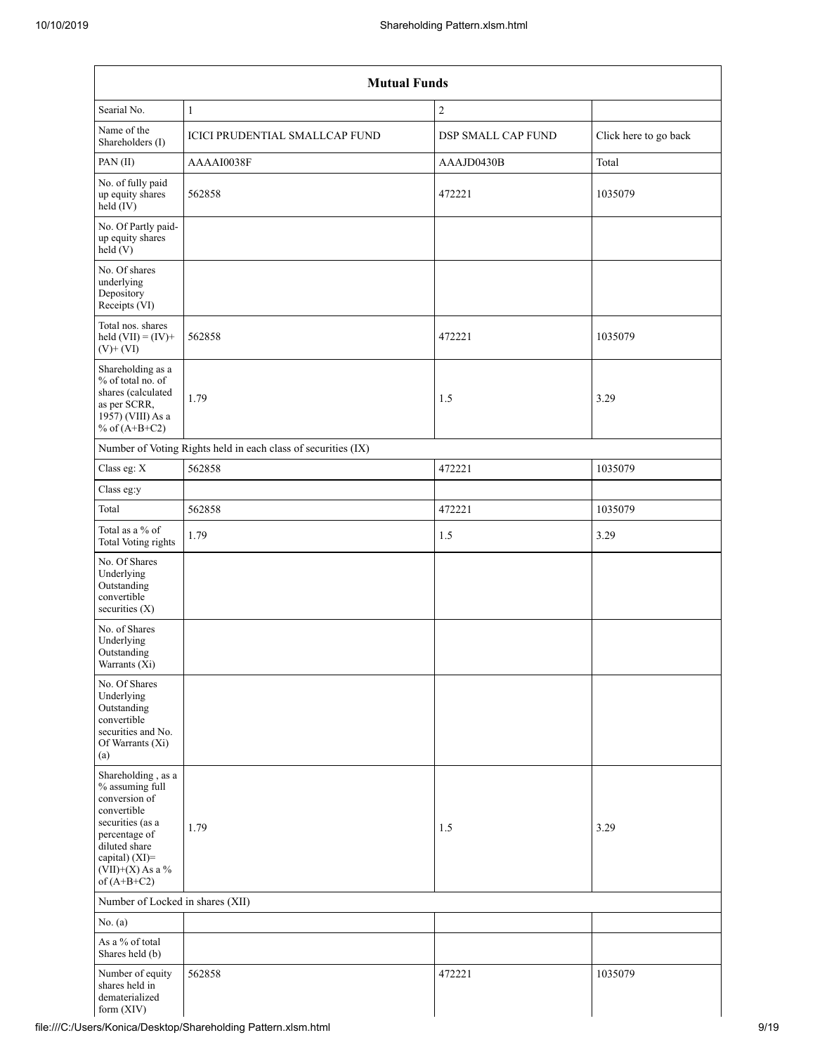| Mutual Funds | | | |
|---|---|---|---|
| Searial No. | 1 | 2 | |
| Name of the Shareholders (I) | ICICI PRUDENTIAL SMALLCAP FUND | DSP SMALL CAP FUND | Click here to go back |
| PAN (II) | AAAAI0038F | AAAJD0430B | Total |
| No. of fully paid up equity shares held (IV) | 562858 | 472221 | 1035079 |
| No. Of Partly paid-up equity shares held (V) | | | |
| No. Of shares underlying Depository Receipts (VI) | | | |
| Total nos. shares held (VII) = (IV)+ (V)+ (VI) | 562858 | 472221 | 1035079 |
| Shareholding as a % of total no. of shares (calculated as per SCRR, 1957) (VIII) As a % of (A+B+C2) | 1.79 | 1.5 | 3.29 |
| Number of Voting Rights held in each class of securities (IX) | | | |
| Class eg: X | 562858 | 472221 | 1035079 |
| Class eg:y | | | |
| Total | 562858 | 472221 | 1035079 |
| Total as a % of Total Voting rights | 1.79 | 1.5 | 3.29 |
| No. Of Shares Underlying Outstanding convertible securities (X) | | | |
| No. of Shares Underlying Outstanding Warrants (Xi) | | | |
| No. Of Shares Underlying Outstanding convertible securities and No. Of Warrants (Xi) (a) | | | |
| Shareholding , as a % assuming full conversion of convertible securities (as a percentage of diluted share capital) (XI)= (VII)+(X) As a % of (A+B+C2) | 1.79 | 1.5 | 3.29 |
| Number of Locked in shares (XII) | | | |
| No. (a) | | | |
| As a % of total Shares held (b) | | | |
| Number of equity shares held in dematerialized form (XIV) | 562858 | 472221 | 1035079 |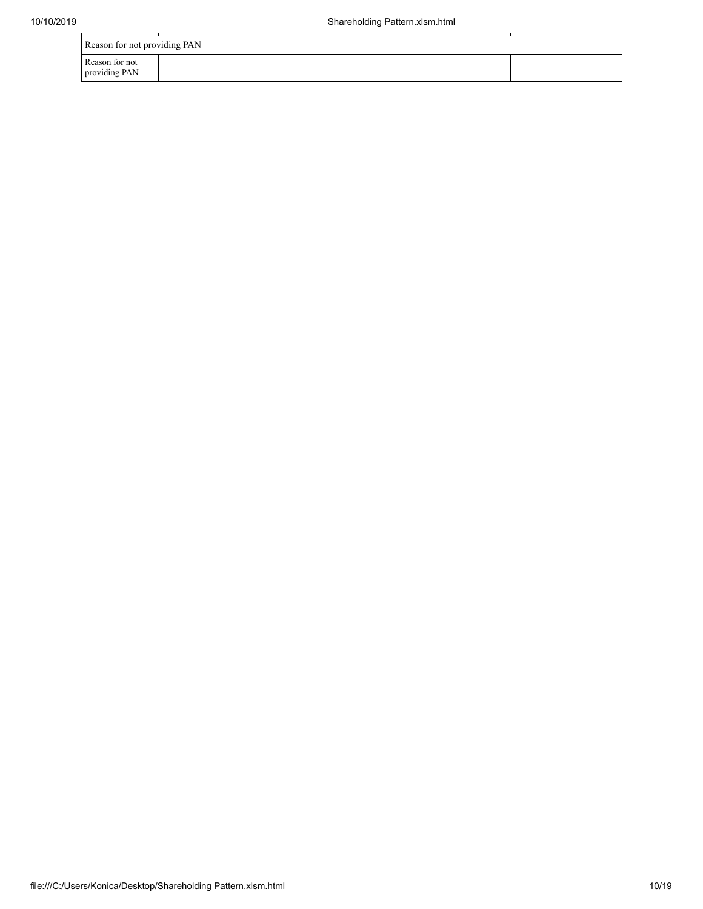| Reason for not providing PAN | | | |
|---|---|---|---|
| Reason for not providing PAN | | | |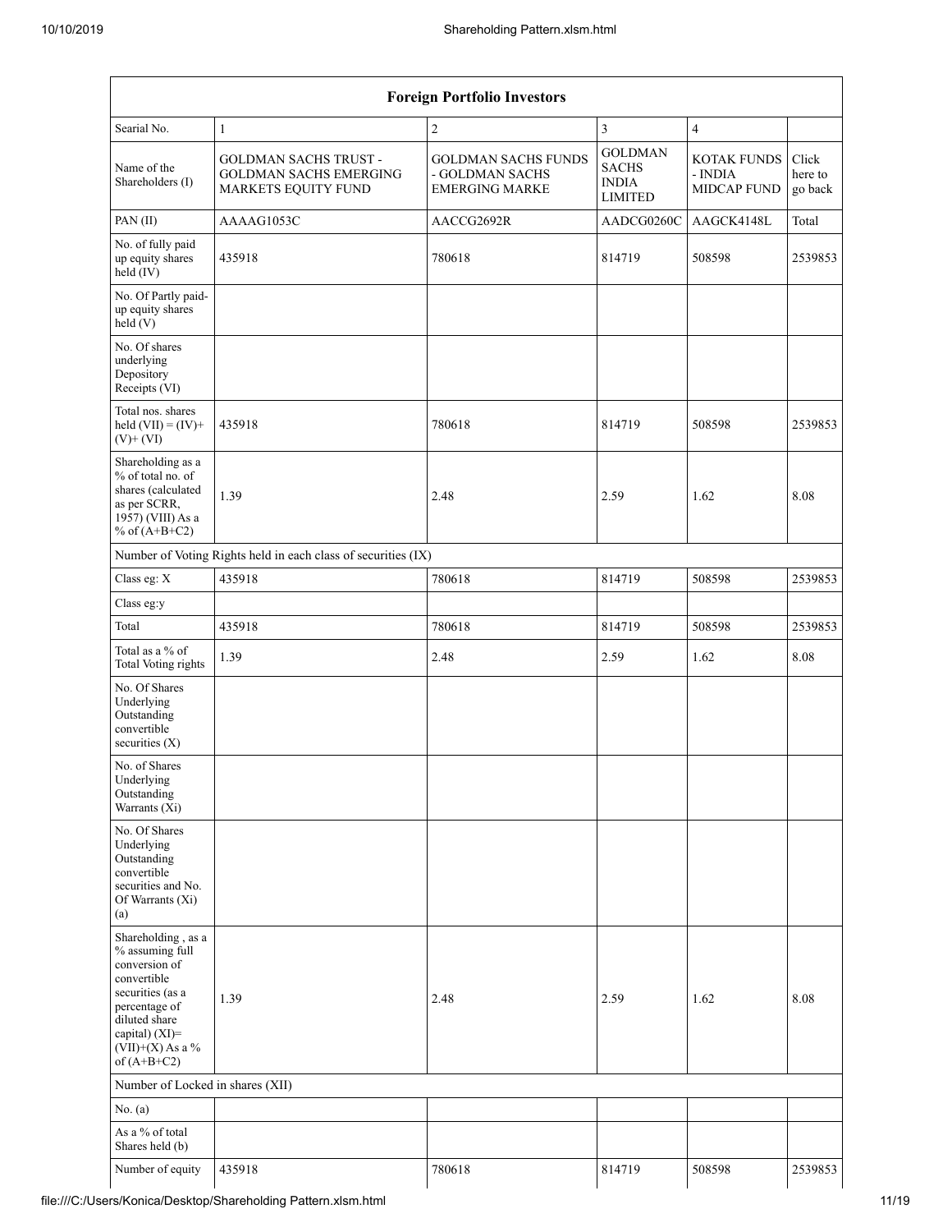| Foreign Portfolio Investors | | | | | |
|---|---|---|---|---|---|
| Searial No. | 1 | 2 | 3 | 4 | |
| Name of the Shareholders (I) | GOLDMAN SACHS TRUST - GOLDMAN SACHS EMERGING MARKETS EQUITY FUND | GOLDMAN SACHS FUNDS - GOLDMAN SACHS EMERGING MARKE | GOLDMAN SACHS INDIA LIMITED | KOTAK FUNDS - INDIA MIDCAP FUND | Click here to go back |
| PAN (II) | AAAAG1053C | AACCG2692R | AADCG0260C | AAGCK4148L | Total |
| No. of fully paid up equity shares held (IV) | 435918 | 780618 | 814719 | 508598 | 2539853 |
| No. Of Partly paid-up equity shares held (V) | | | | | |
| No. Of shares underlying Depository Receipts (VI) | | | | | |
| Total nos. shares held (VII) = (IV)+ (V)+ (VI) | 435918 | 780618 | 814719 | 508598 | 2539853 |
| Shareholding as a % of total no. of shares (calculated as per SCRR, 1957) (VIII) As a % of (A+B+C2) | 1.39 | 2.48 | 2.59 | 1.62 | 8.08 |
| Number of Voting Rights held in each class of securities (IX) | | | | | |
| Class eg: X | 435918 | 780618 | 814719 | 508598 | 2539853 |
| Class eg:y | | | | | |
| Total | 435918 | 780618 | 814719 | 508598 | 2539853 |
| Total as a % of Total Voting rights | 1.39 | 2.48 | 2.59 | 1.62 | 8.08 |
| No. Of Shares Underlying Outstanding convertible securities (X) | | | | | |
| No. of Shares Underlying Outstanding Warrants (Xi) | | | | | |
| No. Of Shares Underlying Outstanding convertible securities and No. Of Warrants (Xi) (a) | | | | | |
| Shareholding , as a % assuming full conversion of convertible securities (as a percentage of diluted share capital) (XI)= (VII)+(X) As a % of (A+B+C2) | 1.39 | 2.48 | 2.59 | 1.62 | 8.08 |
| Number of Locked in shares (XII) | | | | | |
| No. (a) | | | | | |
| As a % of total Shares held (b) | | | | | |
| Number of equity | 435918 | 780618 | 814719 | 508598 | 2539853 |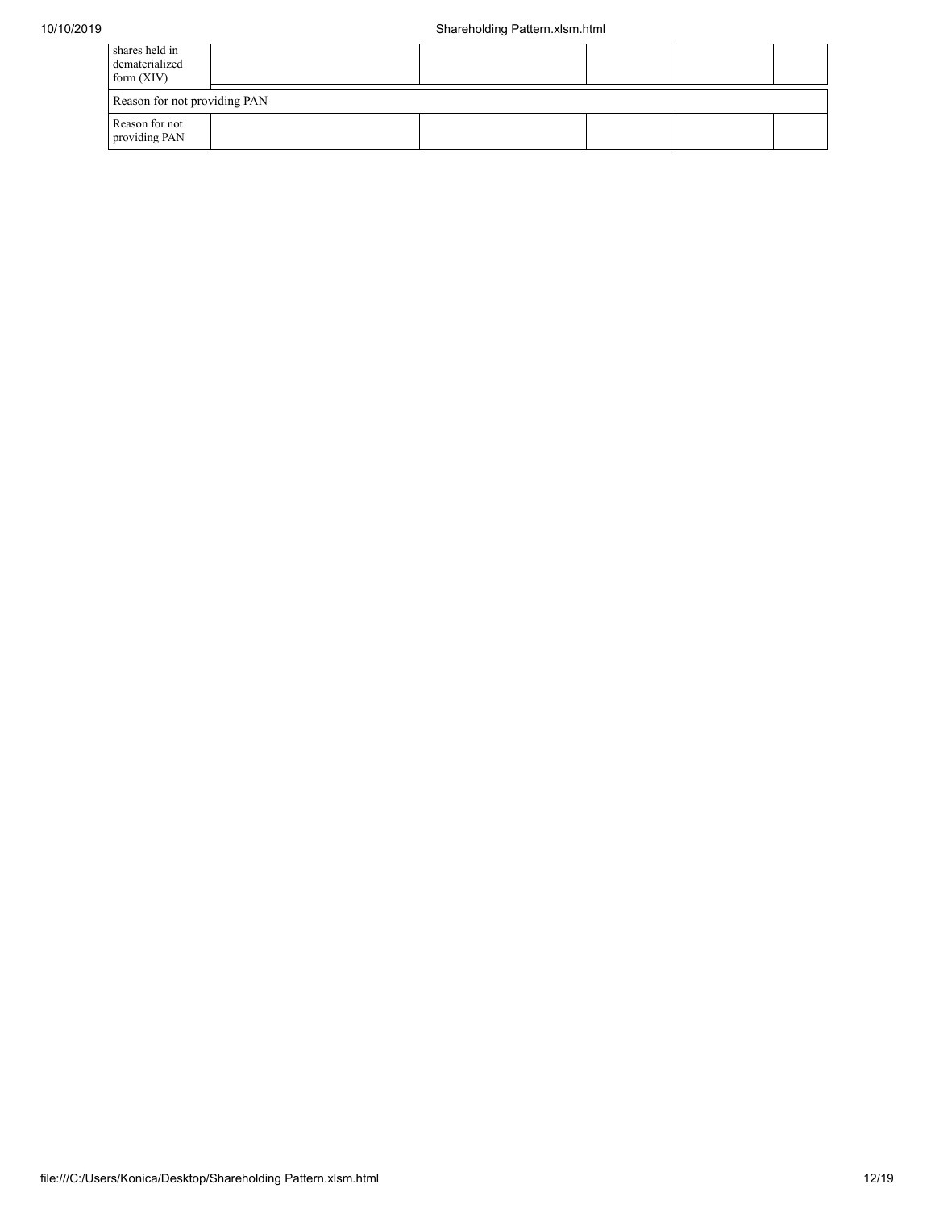| | | | | |
|---|---|---|---|---|
| Number of equity shares held in dematerialized form (XIV) | | | | |
| Reason for not providing PAN | | | | |
| Reason for not providing PAN | | | | |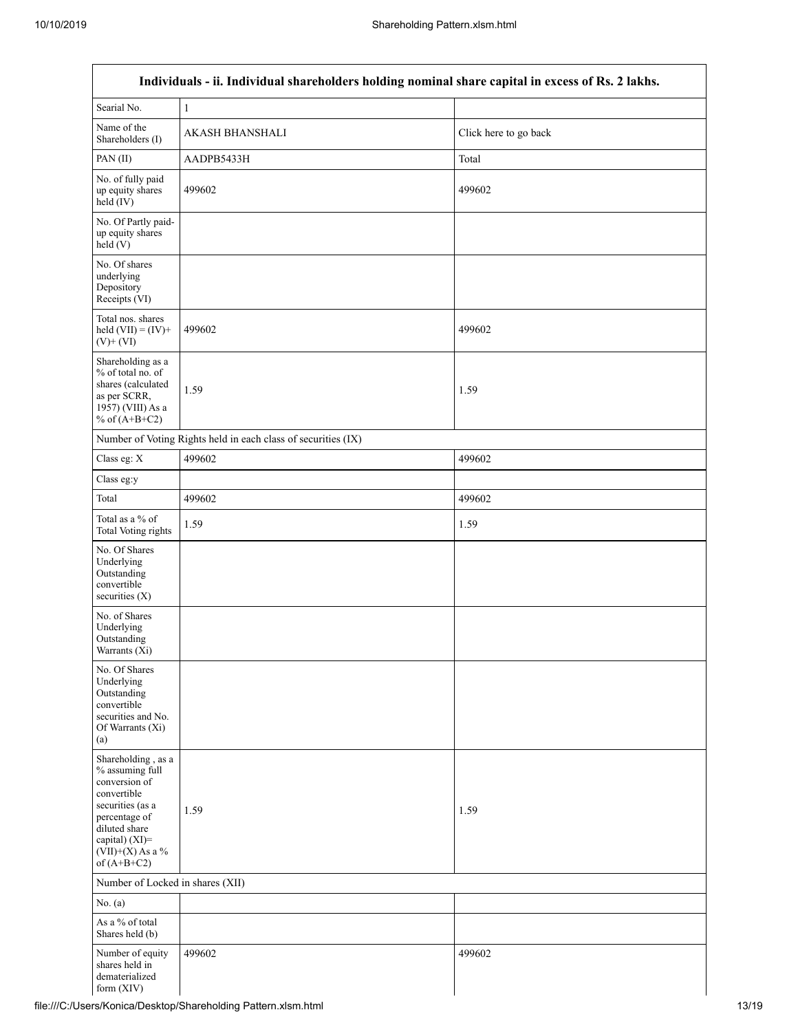| Individuals - ii. Individual shareholders holding nominal share capital in excess of Rs. 2 lakhs. | | |
|---|---|---|
| Searial No. | 1 | |
| Name of the Shareholders (I) | AKASH BHANSHALI | Click here to go back |
| PAN (II) | AADPB5433H | Total |
| No. of fully paid up equity shares held (IV) | 499602 | 499602 |
| No. Of Partly paid-up equity shares held (V) | | |
| No. Of shares underlying Depository Receipts (VI) | | |
| Total nos. shares held (VII) = (IV)+(V)+ (VI) | 499602 | 499602 |
| Shareholding as a % of total no. of shares (calculated as per SCRR, 1957) (VIII) As a % of (A+B+C2) | 1.59 | 1.59 |
| Number of Voting Rights held in each class of securities (IX) | | |
| Class eg: X | 499602 | 499602 |
| Class eg:y | | |
| Total | 499602 | 499602 |
| Total as a % of Total Voting rights | 1.59 | 1.59 |
| No. Of Shares Underlying Outstanding convertible securities (X) | | |
| No. of Shares Underlying Outstanding Warrants (Xi) | | |
| No. Of Shares Underlying Outstanding convertible securities and No. Of Warrants (Xi) (a) | | |
| Shareholding , as a % assuming full conversion of convertible securities (as a percentage of diluted share capital) (XI)= (VII)+(X) As a % of (A+B+C2) | 1.59 | 1.59 |
| Number of Locked in shares (XII) | | |
| No. (a) | | |
| As a % of total Shares held (b) | | |
| Number of equity shares held in dematerialized form (XIV) | 499602 | 499602 |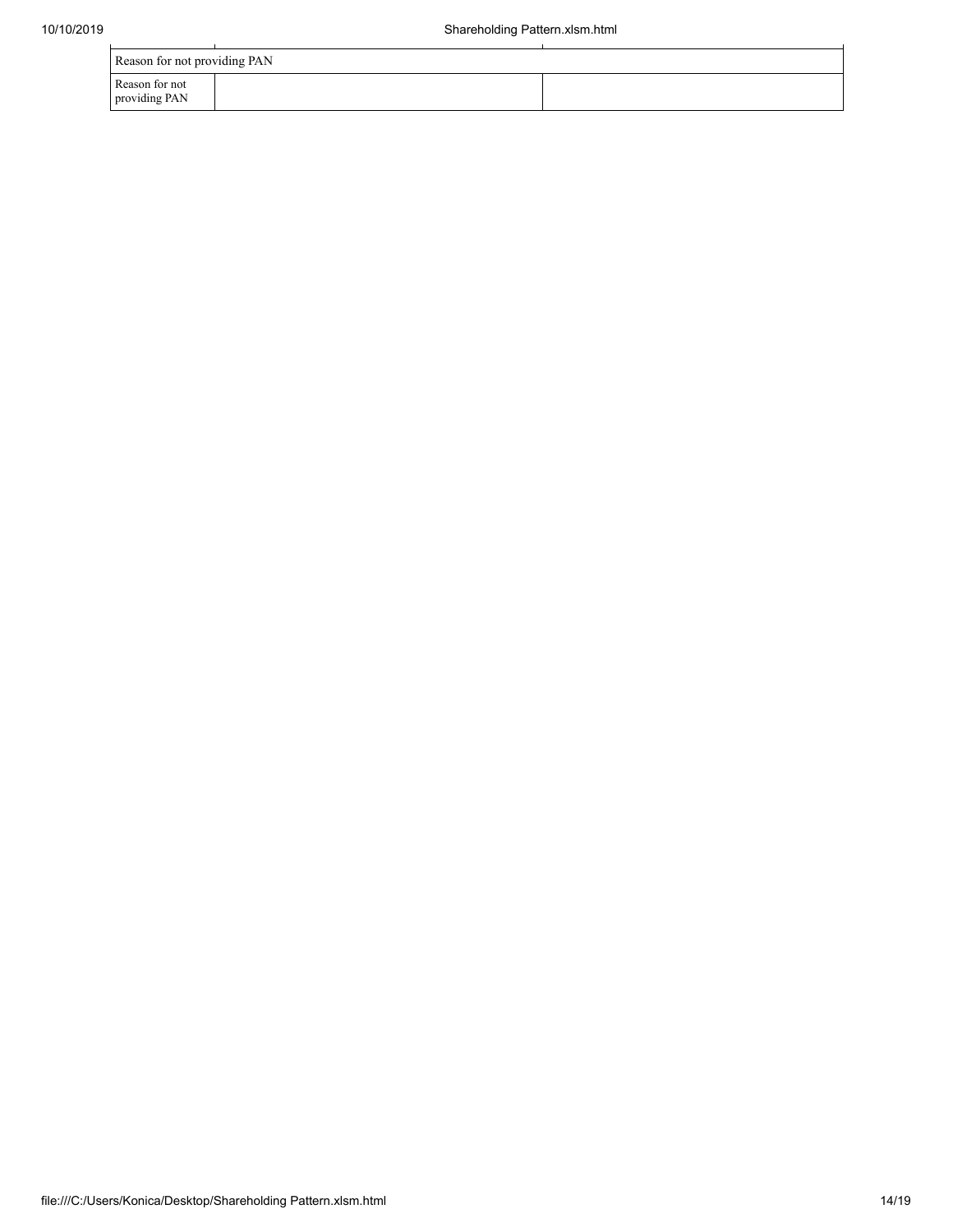| Reason for not providing PAN | | |
|---|---|---|
| Reason for not providing PAN | | |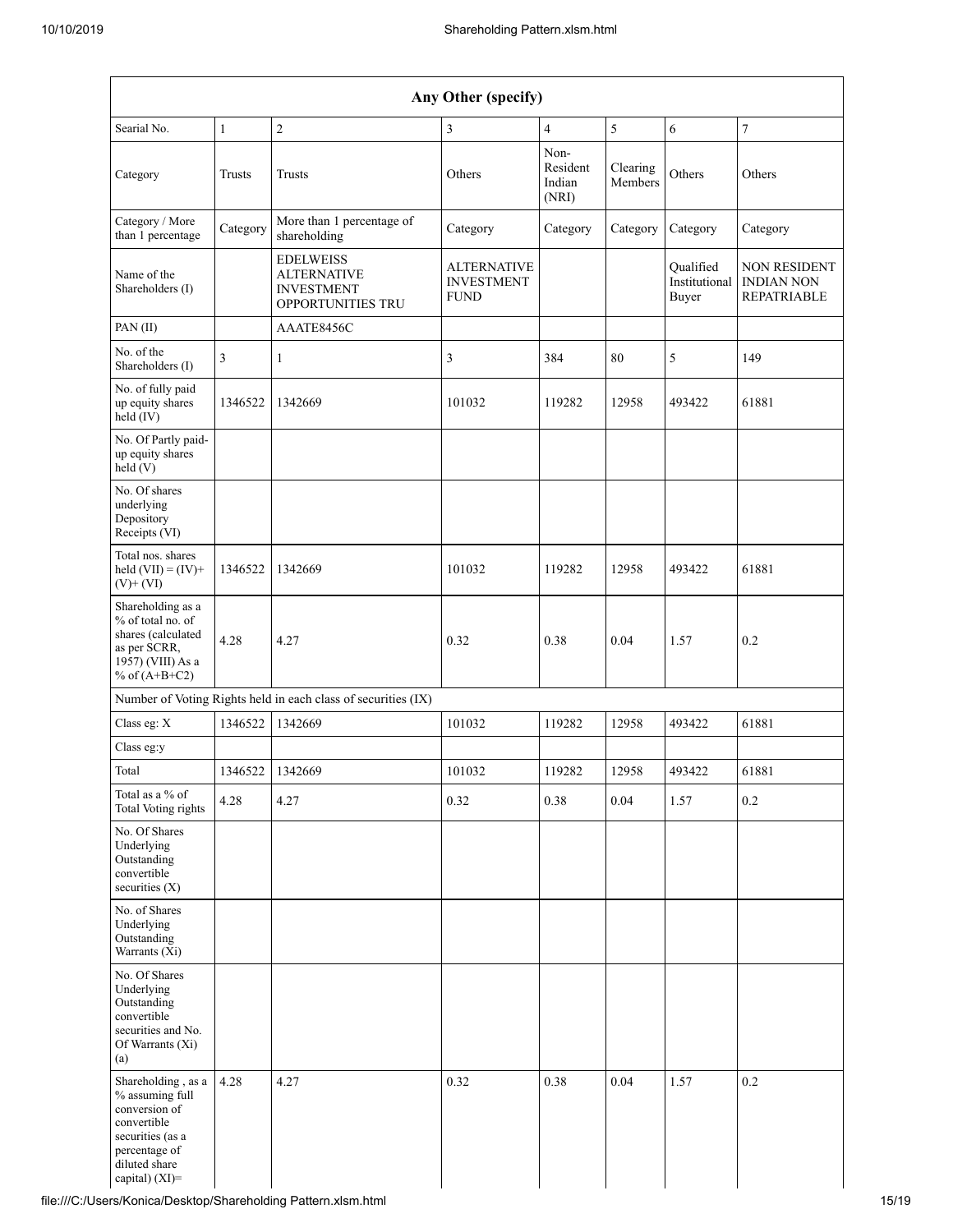| Any Other (specify) | | | | | | | |
|---|---|---|---|---|---|---|---|
| Searial No. | 1 | 2 | 3 | 4 | 5 | 6 | 7 |
| Category | Trusts | Trusts | Others | Non-Resident Indian (NRI) | Clearing Members | Others | Others |
| Category / More than 1 percentage | Category | More than 1 percentage of shareholding | Category | Category | Category | Category | Category |
| Name of the Shareholders (I) | | EDELWEISS ALTERNATIVE INVESTMENT OPPORTUNITIES TRU | ALTERNATIVE INVESTMENT FUND | | | Qualified Institutional Buyer | NON RESIDENT INDIAN NON REPATRIABLE |
| PAN (II) | | AAATE8456C | | | | | |
| No. of the Shareholders (I) | 3 | 1 | 3 | 384 | 80 | 5 | 149 |
| No. of fully paid up equity shares held (IV) | 1346522 | 1342669 | 101032 | 119282 | 12958 | 493422 | 61881 |
| No. Of Partly paid-up equity shares held (V) | | | | | | | |
| No. Of shares underlying Depository Receipts (VI) | | | | | | | |
| Total nos. shares held (VII) = (IV)+ (V)+ (VI) | 1346522 | 1342669 | 101032 | 119282 | 12958 | 493422 | 61881 |
| Shareholding as a % of total no. of shares (calculated as per SCRR, 1957) (VIII) As a % of (A+B+C2) | 4.28 | 4.27 | 0.32 | 0.38 | 0.04 | 1.57 | 0.2 |
| Number of Voting Rights held in each class of securities (IX) | | | | | | | |
| Class eg: X | 1346522 | 1342669 | 101032 | 119282 | 12958 | 493422 | 61881 |
| Class eg:y | | | | | | | |
| Total | 1346522 | 1342669 | 101032 | 119282 | 12958 | 493422 | 61881 |
| Total as a % of Total Voting rights | 4.28 | 4.27 | 0.32 | 0.38 | 0.04 | 1.57 | 0.2 |
| No. Of Shares Underlying Outstanding convertible securities (X) | | | | | | | |
| No. of Shares Underlying Outstanding Warrants (Xi) | | | | | | | |
| No. Of Shares Underlying Outstanding convertible securities and No. Of Warrants (Xi) (a) | | | | | | | |
| Shareholding , as a % assuming full conversion of convertible securities (as a percentage of diluted share capital) (XI)= | 4.28 | 4.27 | 0.32 | 0.38 | 0.04 | 1.57 | 0.2 |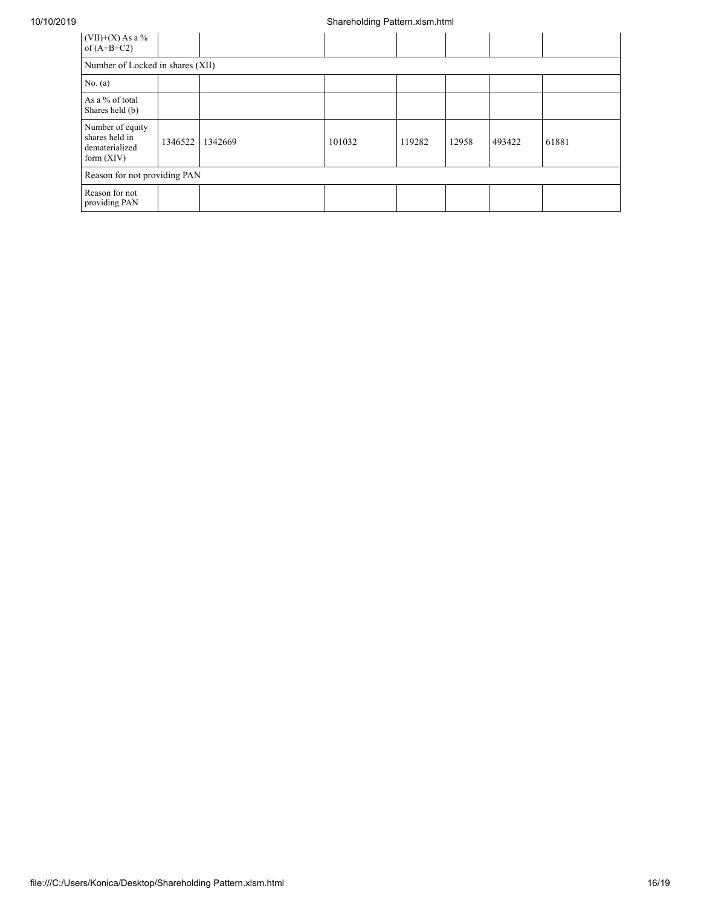| | | | | | | | |
|---|---|---|---|---|---|---|---|
| (VII)+(X) As a % of (A+B+C2) | | | | | | | |
| Number of Locked in shares (XII) | | | | | | | |
| No. (a) | | | | | | | |
| As a % of total Shares held (b) | | | | | | | |
| Number of equity shares held in dematerialized form (XIV) | 1346522 | 1342669 | 101032 | 119282 | 12958 | 493422 | 61881 |
| Reason for not providing PAN | | | | | | | |
| Reason for not providing PAN | | | | | | | |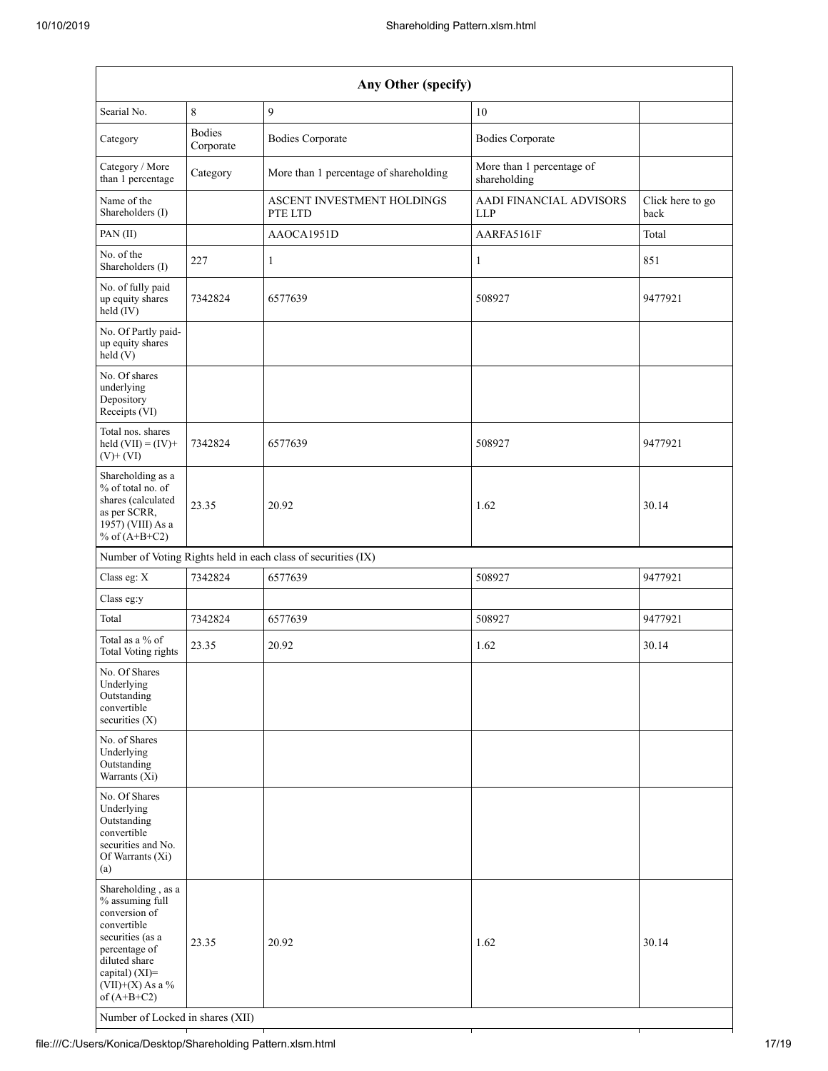| Any Other (specify) | | | | |
|---|---|---|---|---|
| Searial No. | 8 | 9 | 10 | |
| Category | Bodies Corporate | Bodies Corporate | Bodies Corporate | |
| Category / More than 1 percentage | Category | More than 1 percentage of shareholding | More than 1 percentage of shareholding | |
| Name of the Shareholders (I) | | ASCENT INVESTMENT HOLDINGS PTE LTD | AADI FINANCIAL ADVISORS LLP | Click here to go back |
| PAN (II) | | AAOCA1951D | AARFA5161F | Total |
| No. of the Shareholders (I) | 227 | 1 | 1 | 851 |
| No. of fully paid up equity shares held (IV) | 7342824 | 6577639 | 508927 | 9477921 |
| No. Of Partly paid-up equity shares held (V) | | | | |
| No. Of shares underlying Depository Receipts (VI) | | | | |
| Total nos. shares held (VII) = (IV)+ (V)+ (VI) | 7342824 | 6577639 | 508927 | 9477921 |
| Shareholding as a % of total no. of shares (calculated as per SCRR, 1957) (VIII) As a % of (A+B+C2) | 23.35 | 20.92 | 1.62 | 30.14 |
| Number of Voting Rights held in each class of securities (IX) | | | | |
| Class eg: X | 7342824 | 6577639 | 508927 | 9477921 |
| Class eg:y | | | | |
| Total | 7342824 | 6577639 | 508927 | 9477921 |
| Total as a % of Total Voting rights | 23.35 | 20.92 | 1.62 | 30.14 |
| No. Of Shares Underlying Outstanding convertible securities (X) | | | | |
| No. of Shares Underlying Outstanding Warrants (Xi) | | | | |
| No. Of Shares Underlying Outstanding convertible securities and No. Of Warrants (Xi) (a) | | | | |
| Shareholding , as a % assuming full conversion of convertible securities (as a percentage of diluted share capital) (XI)= (VII)+(X) As a % of (A+B+C2) | 23.35 | 20.92 | 1.62 | 30.14 |
| Number of Locked in shares (XII) | | | | |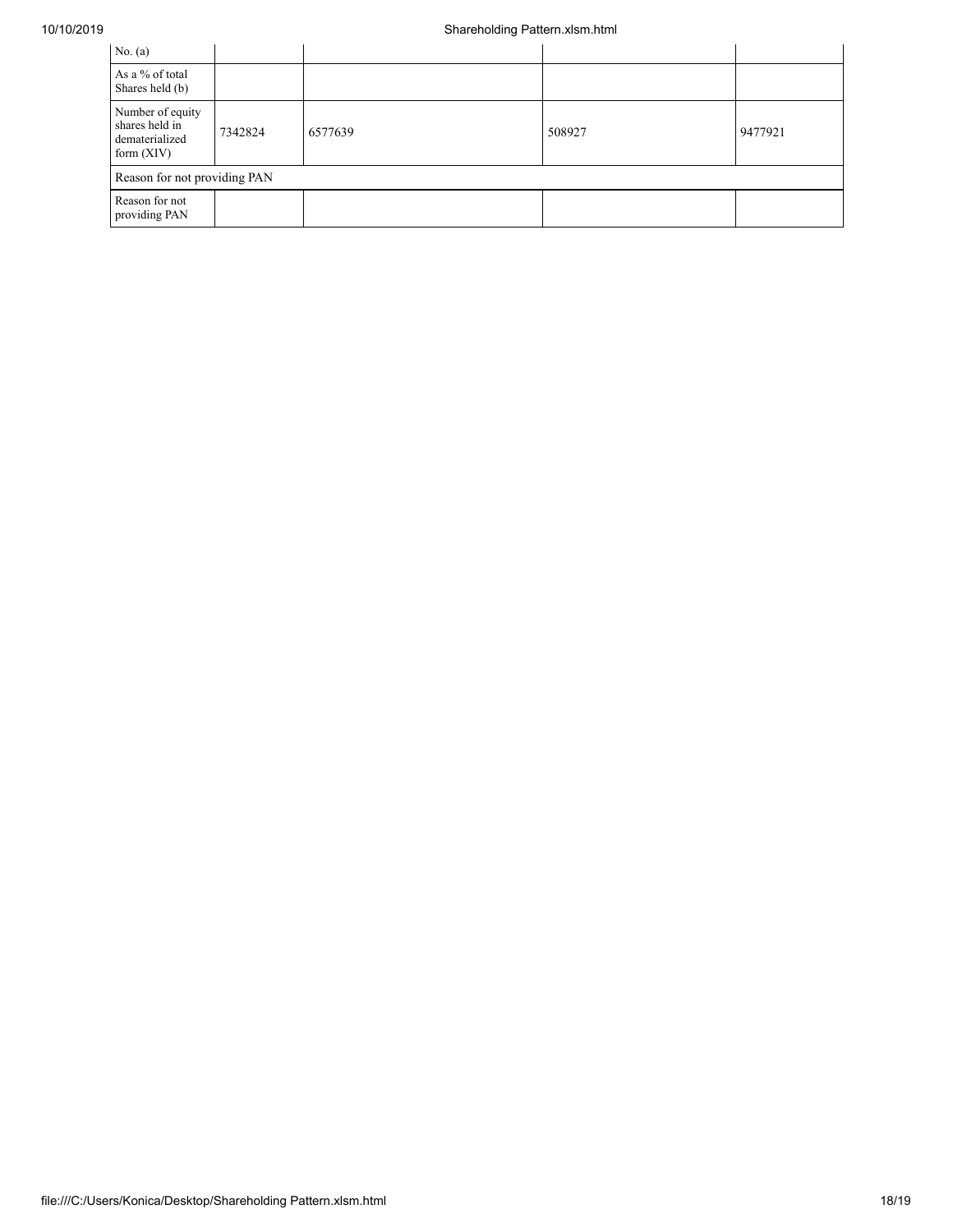| | | | | |
|---|---|---|---|---|
| No. (a) | | | | |
| As a % of total Shares held (b) | | | | |
| Number of equity shares held in dematerialized form (XIV) | 7342824 | 6577639 | 508927 | 9477921 |
| Reason for not providing PAN | | | | |
| Reason for not providing PAN | | | | |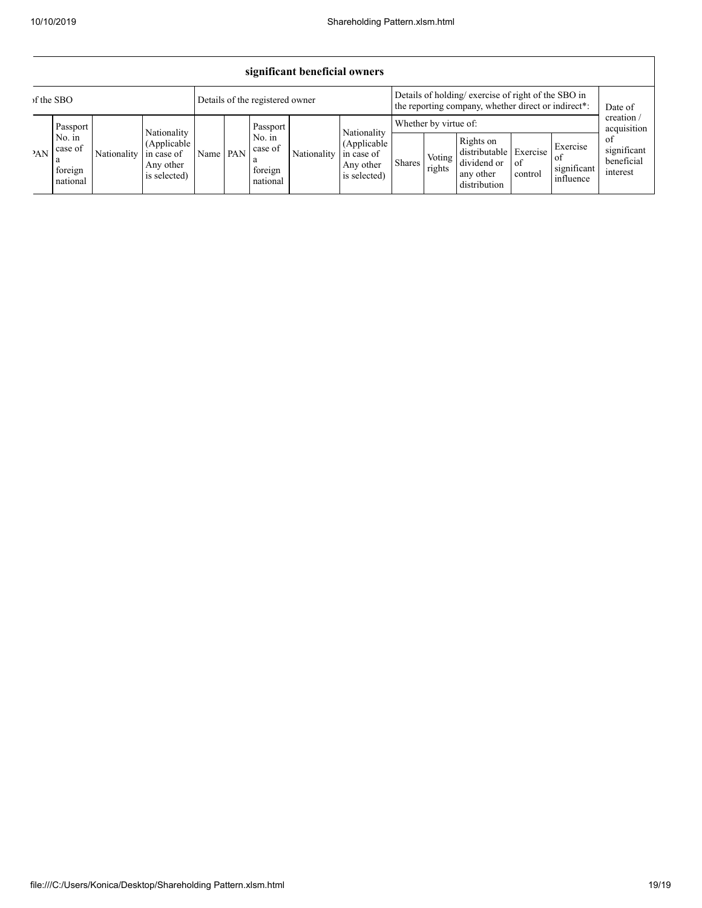| significant beneficial owners | | | | | | | | | | | | | | | |
|---|---|---|---|---|---|---|---|---|---|---|---|---|---|---|---|
| of the SBO | | | | Details of the registered owner | | | | | Details of holding/ exercise of right of the SBO in the reporting company, whether direct or indirect*: | | | | | Date of creation / acquisition of significant beneficial interest |
| | | | | | | | | | Whether by virtue of: | | | | | |
| PAN | Passport No. in case of a foreign national | Nationality | Nationality (Applicable in case of Any other is selected) | Name | PAN | Passport No. in case of a foreign national | Nationality | Nationality (Applicable in case of Any other is selected) | Shares | Voting rights | Rights on distributable dividend or any other distribution | Exercise of control | Exercise of significant influence | |